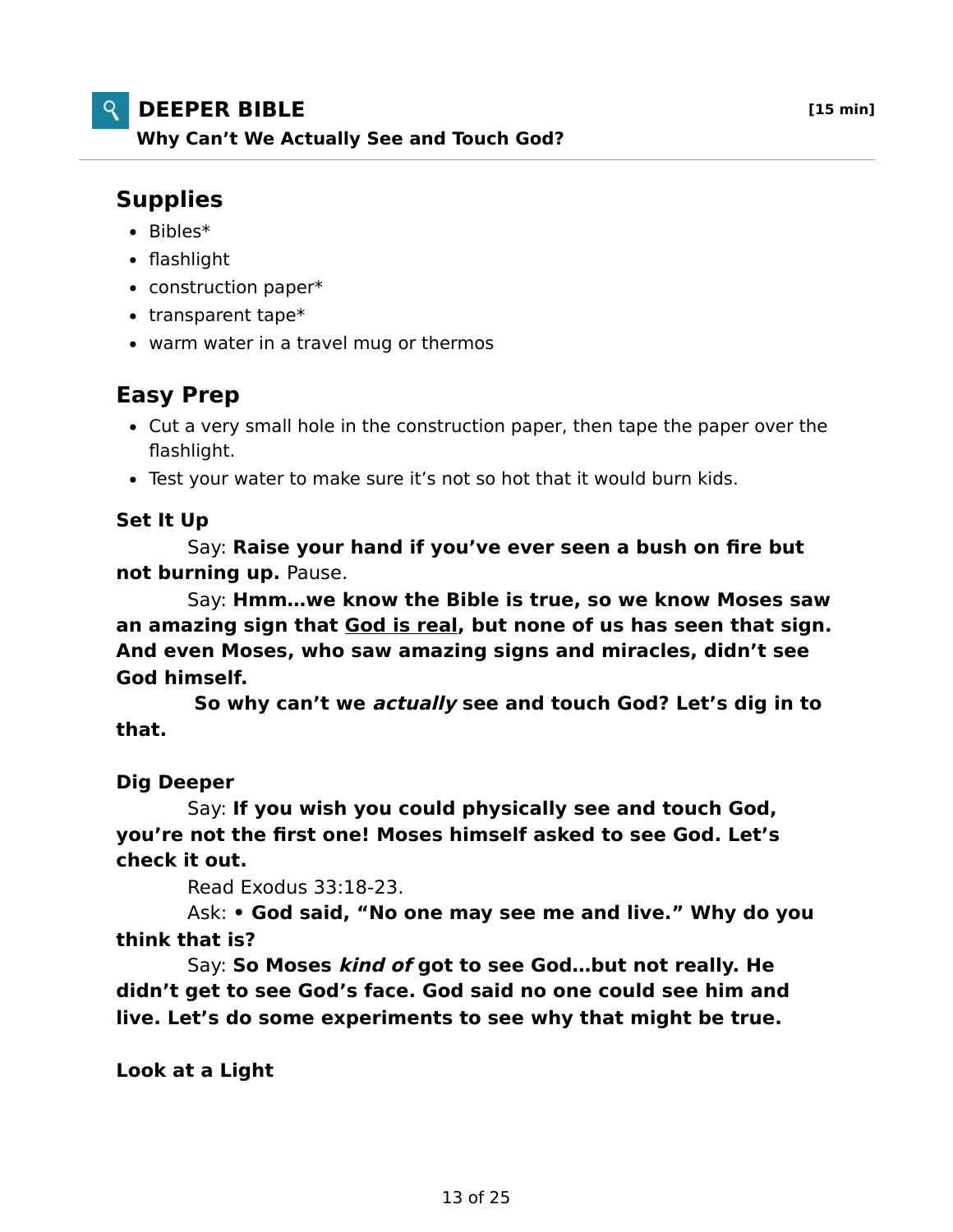# DEEPER BIBLE

**[15 min]**

**Why Can't We Actually See and Touch God?**

## Supplies

- Bibles*
- flashlight
- construction paper*
- transparent tape*
- warm water in a travel mug or thermos

## Easy Prep

- Cut a very small hole in the construction paper, then tape the paper over the flashlight.
- Test your water to make sure it's not so hot that it would burn kids.

### Set It Up

Say: **Raise your hand if you've ever seen a bush on fire but not burning up.** Pause.

Say: **Hmm…we know the Bible is true, so we know Moses saw an amazing sign that <u>God is real</u>, but none of us has seen that sign. And even Moses, who saw amazing signs and miracles, didn't see God himself.**

**So why can't we *actually* see and touch God? Let's dig in to that.**

### Dig Deeper

Say: **If you wish you could physically see and touch God, you're not the first one! Moses himself asked to see God. Let's check it out.**

Read Exodus 33:18-23.

Ask: **• God said, "No one may see me and live." Why do you think that is?**

Say: **So Moses *kind of* got to see God…but not really. He didn't get to see God's face. God said no one could see him and live. Let's do some experiments to see why that might be true.**

### Look at a Light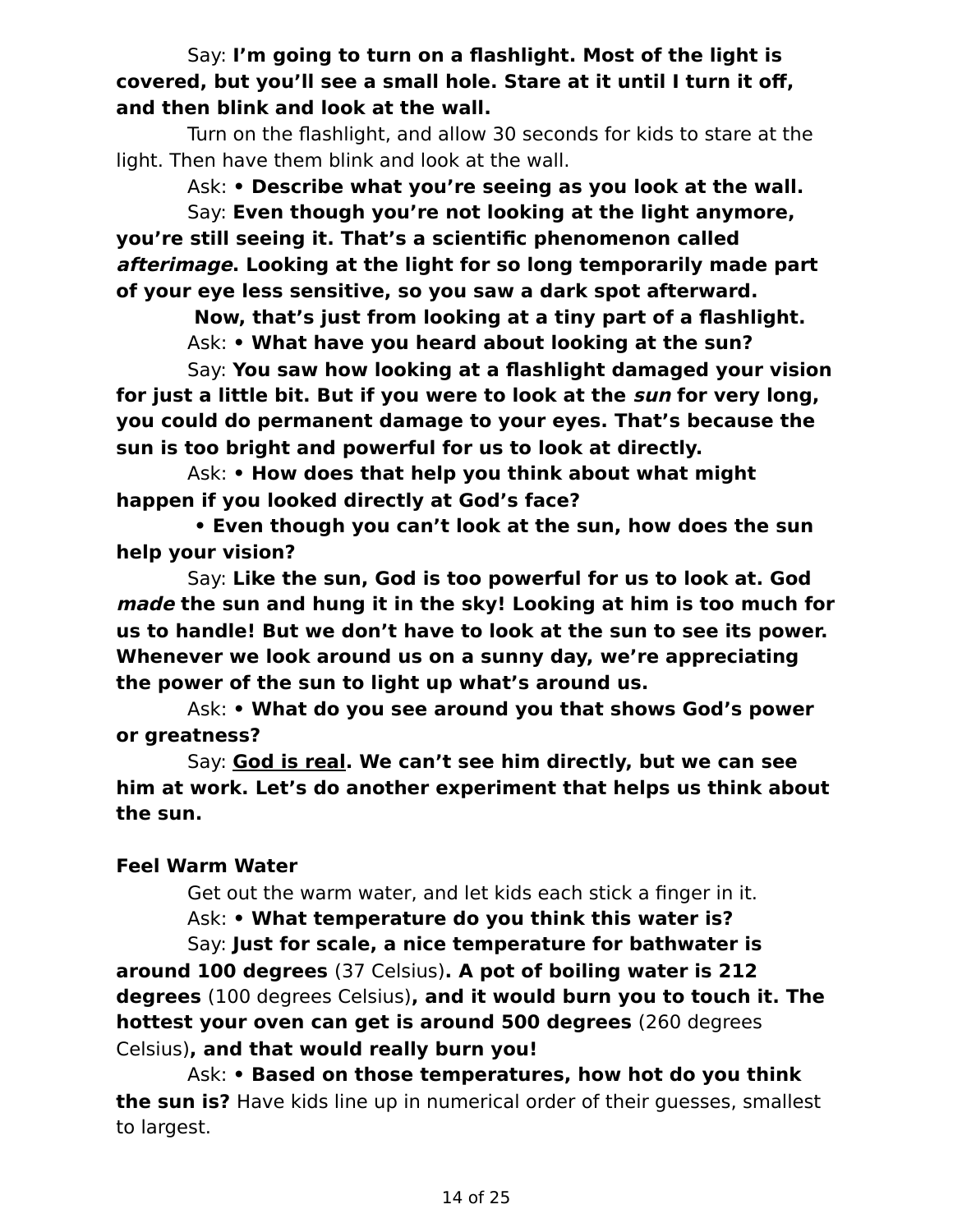Say: **I'm going to turn on a flashlight. Most of the light is covered, but you'll see a small hole. Stare at it until I turn it off, and then blink and look at the wall.**

Turn on the flashlight, and allow 30 seconds for kids to stare at the light. Then have them blink and look at the wall.

Ask: **• Describe what you're seeing as you look at the wall.**

Say: **Even though you're not looking at the light anymore, you're still seeing it. That's a scientific phenomenon called *afterimage*. Looking at the light for so long temporarily made part of your eye less sensitive, so you saw a dark spot afterward.**

**Now, that's just from looking at a tiny part of a flashlight.**

Ask: **• What have you heard about looking at the sun?**

Say: **You saw how looking at a flashlight damaged your vision for just a little bit. But if you were to look at the *sun* for very long, you could do permanent damage to your eyes. That's because the sun is too bright and powerful for us to look at directly.**

Ask: **• How does that help you think about what might happen if you looked directly at God's face?**

**• Even though you can't look at the sun, how does the sun help your vision?**

Say: **Like the sun, God is too powerful for us to look at. God *made* the sun and hung it in the sky! Looking at him is too much for us to handle! But we don't have to look at the sun to see its power. Whenever we look around us on a sunny day, we're appreciating the power of the sun to light up what's around us.**

Ask: **• What do you see around you that shows God's power or greatness?**

Say: **<u>God is real</u>. We can't see him directly, but we can see him at work. Let's do another experiment that helps us think about the sun.**

**Feel Warm Water**

Get out the warm water, and let kids each stick a finger in it.

Ask: **• What temperature do you think this water is?**

Say: **Just for scale, a nice temperature for bathwater is around 100 degrees** (37 Celsius)**. A pot of boiling water is 212 degrees** (100 degrees Celsius)**, and it would burn you to touch it. The hottest your oven can get is around 500 degrees** (260 degrees Celsius)**, and that would really burn you!**

Ask: **• Based on those temperatures, how hot do you think the sun is?** Have kids line up in numerical order of their guesses, smallest to largest.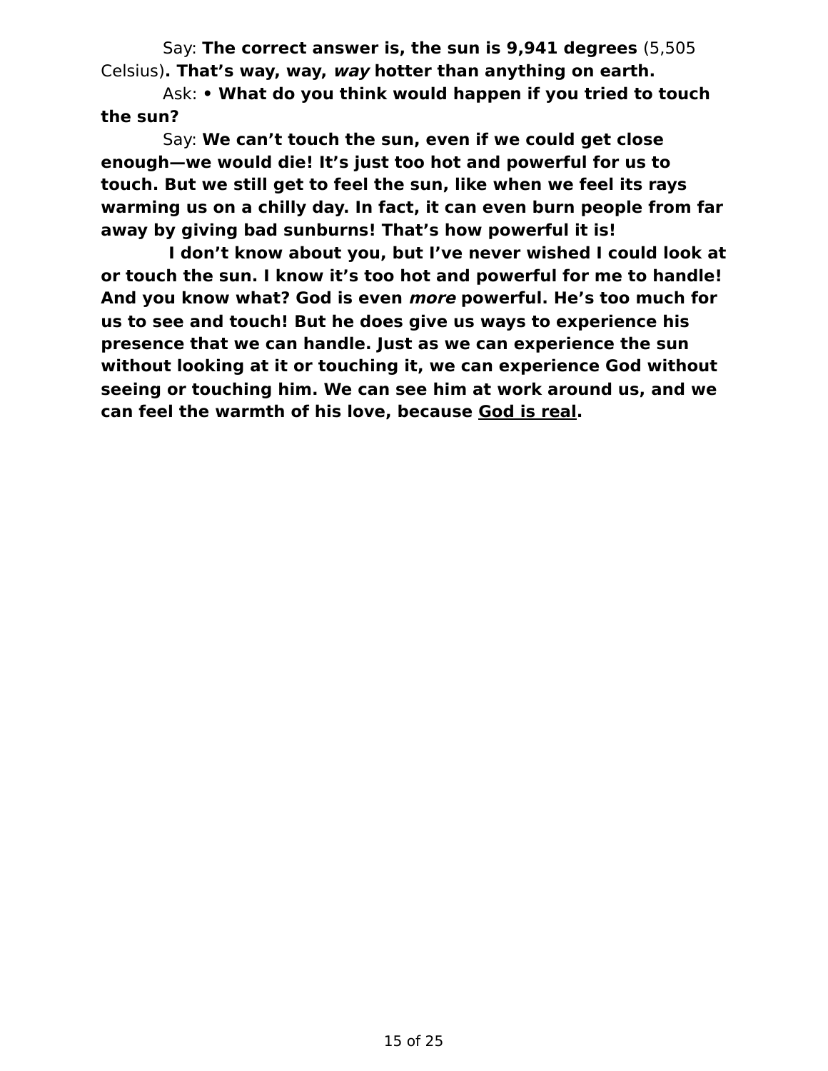Say: **The correct answer is, the sun is 9,941 degrees** (5,505 Celsius)**. That's way, way, *way* hotter than anything on earth.**

Ask: **• What do you think would happen if you tried to touch the sun?**

Say: **We can't touch the sun, even if we could get close enough—we would die! It's just too hot and powerful for us to touch. But we still get to feel the sun, like when we feel its rays warming us on a chilly day. In fact, it can even burn people from far away by giving bad sunburns! That's how powerful it is!**

**I don't know about you, but I've never wished I could look at or touch the sun. I know it's too hot and powerful for me to handle! And you know what? God is even *more* powerful. He's too much for us to see and touch! But he does give us ways to experience his presence that we can handle. Just as we can experience the sun without looking at it or touching it, we can experience God without seeing or touching him. We can see him at work around us, and we can feel the warmth of his love, because <u>God is real</u>.**